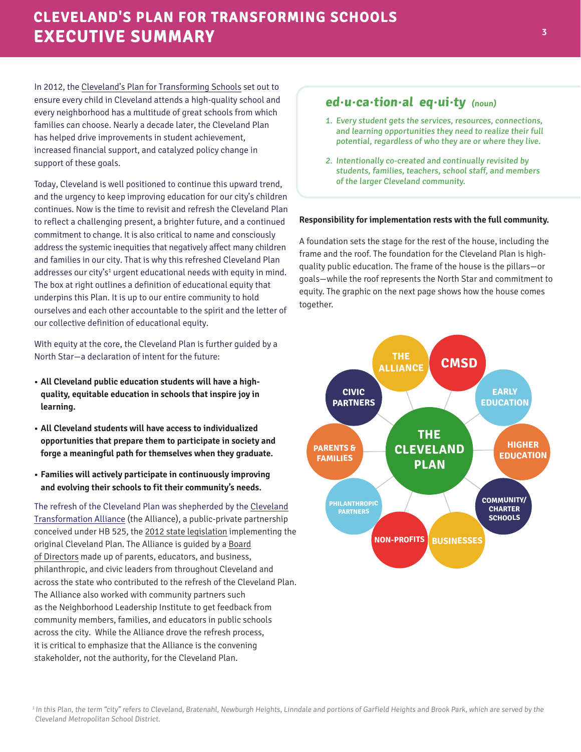# CLEVELAND'S PLAN FOR TRANSFORMING SCHOOLS EXECUTIVE SUMMARY

In 2012, the Cleveland's Plan for Transforming Schools set out to ensure every child in Cleveland attends a high-quality school and every neighborhood has a multitude of great schools from which families can choose. Nearly a decade later, the Cleveland Plan has helped drive improvements in student achievement, increased financial support, and catalyzed policy change in support of these goals.

Today, Cleveland is well positioned to continue this upward trend, and the urgency to keep improving education for our city's children continues. Now is the time to revisit and refresh the Cleveland Plan to reflect a challenging present, a brighter future, and a continued commitment to change. It is also critical to name and consciously address the systemic inequities that negatively affect many children and families in our city. That is why this refreshed Cleveland Plan addresses our city's[1] urgent educational needs with equity in mind. The box at right outlines a definition of educational equity that underpins this Plan. It is up to our entire community to hold ourselves and each other accountable to the spirit and the letter of our collective definition of educational equity.

With equity at the core, the Cleveland Plan is further guided by a North Star—a declaration of intent for the future:

- **All Cleveland public education students will have a high-quality, equitable education in schools that inspire joy in learning.**
- **All Cleveland students will have access to individualized opportunities that prepare them to participate in society and forge a meaningful path for themselves when they graduate.**
- **Families will actively participate in continuously improving and evolving their schools to fit their community's needs.**

The refresh of the Cleveland Plan was shepherded by the Cleveland Transformation Alliance (the Alliance), a public-private partnership conceived under HB 525, the 2012 state legislation implementing the original Cleveland Plan. The Alliance is guided by a Board of Directors made up of parents, educators, and business, philanthropic, and civic leaders from throughout Cleveland and across the state who contributed to the refresh of the Cleveland Plan. The Alliance also worked with community partners such as the Neighborhood Leadership Institute to get feedback from community members, families, and educators in public schools across the city. While the Alliance drove the refresh process, it is critical to emphasize that the Alliance is the convening stakeholder, not the authority, for the Cleveland Plan.

## ed·u·ca·tion·al eq·ui·ty *(noun)*

1. *Every student gets the services, resources, connections, and learning opportunities they need to realize their full potential, regardless of who they are or where they live.*
2. *Intentionally co-created and continually revisited by students, families, teachers, school staff, and members of the larger Cleveland community.*

**Responsibility for implementation rests with the full community.**

A foundation sets the stage for the rest of the house, including the frame and the roof. The foundation for the Cleveland Plan is high-quality public education. The frame of the house is the pillars—or goals—while the roof represents the North Star and commitment to equity. The graphic on the next page shows how the house comes together.

THE CLEVELAND PLAN: THE ALLIANCE, CMSD, EARLY EDUCATION, HIGHER EDUCATION, COMMUNITY/ CHARTER SCHOOLS, BUSINESSES, NON-PROFITS, PHILANTHROPIC PARTNERS, PARENTS & FAMILIES, CIVIC PARTNERS

[1] In this Plan, the term "city" refers to Cleveland, Bratenahl, Newburgh Heights, Linndale and portions of Garfield Heights and Brook Park, which are served by the Cleveland Metropolitan School District.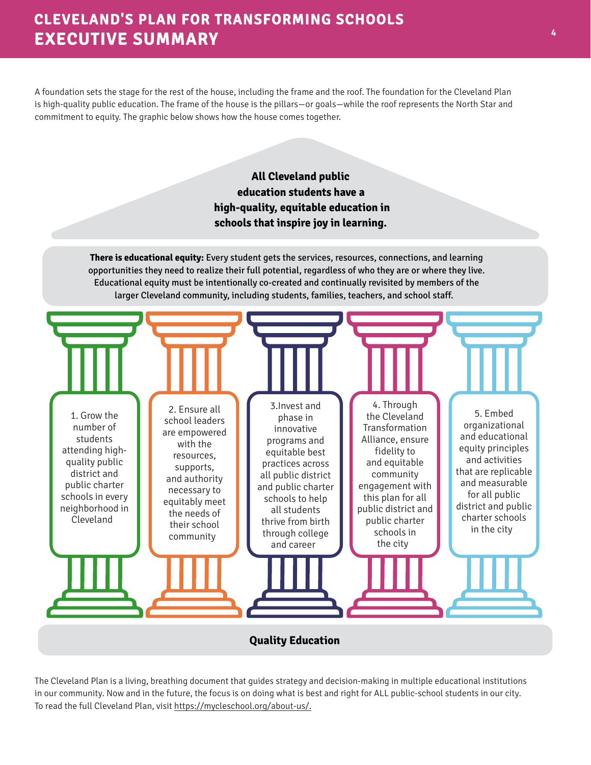# CLEVELAND'S PLAN FOR TRANSFORMING SCHOOLS EXECUTIVE SUMMARY

A foundation sets the stage for the rest of the house, including the frame and the roof. The foundation for the Cleveland Plan is high-quality public education. The frame of the house is the pillars—or goals—while the roof represents the North Star and commitment to equity. The graphic below shows how the house comes together.

**All Cleveland public education students have a high-quality, equitable education in schools that inspire joy in learning.**

**There is educational equity:** Every student gets the services, resources, connections, and learning opportunities they need to realize their full potential, regardless of who they are or where they live. Educational equity must be intentionally co-created and continually revisited by members of the larger Cleveland community, including students, families, teachers, and school staff.

1. Grow the number of students attending high-quality public district and public charter schools in every neighborhood in Cleveland

2. Ensure all school leaders are empowered with the resources, supports, and authority necessary to equitably meet the needs of their school community

3. Invest and phase in innovative programs and equitable best practices across all public district and public charter schools to help all students thrive from birth through college and career

4. Through the Cleveland Transformation Alliance, ensure fidelity to and equitable community engagement with this plan for all public district and public charter schools in the city

5. Embed organizational and educational equity principles and activities that are replicable and measurable for all public district and public charter schools in the city

**Quality Education**

The Cleveland Plan is a living, breathing document that guides strategy and decision-making in multiple educational institutions in our community. Now and in the future, the focus is on doing what is best and right for ALL public-school students in our city. To read the full Cleveland Plan, visit https://mycleschool.org/about-us/.